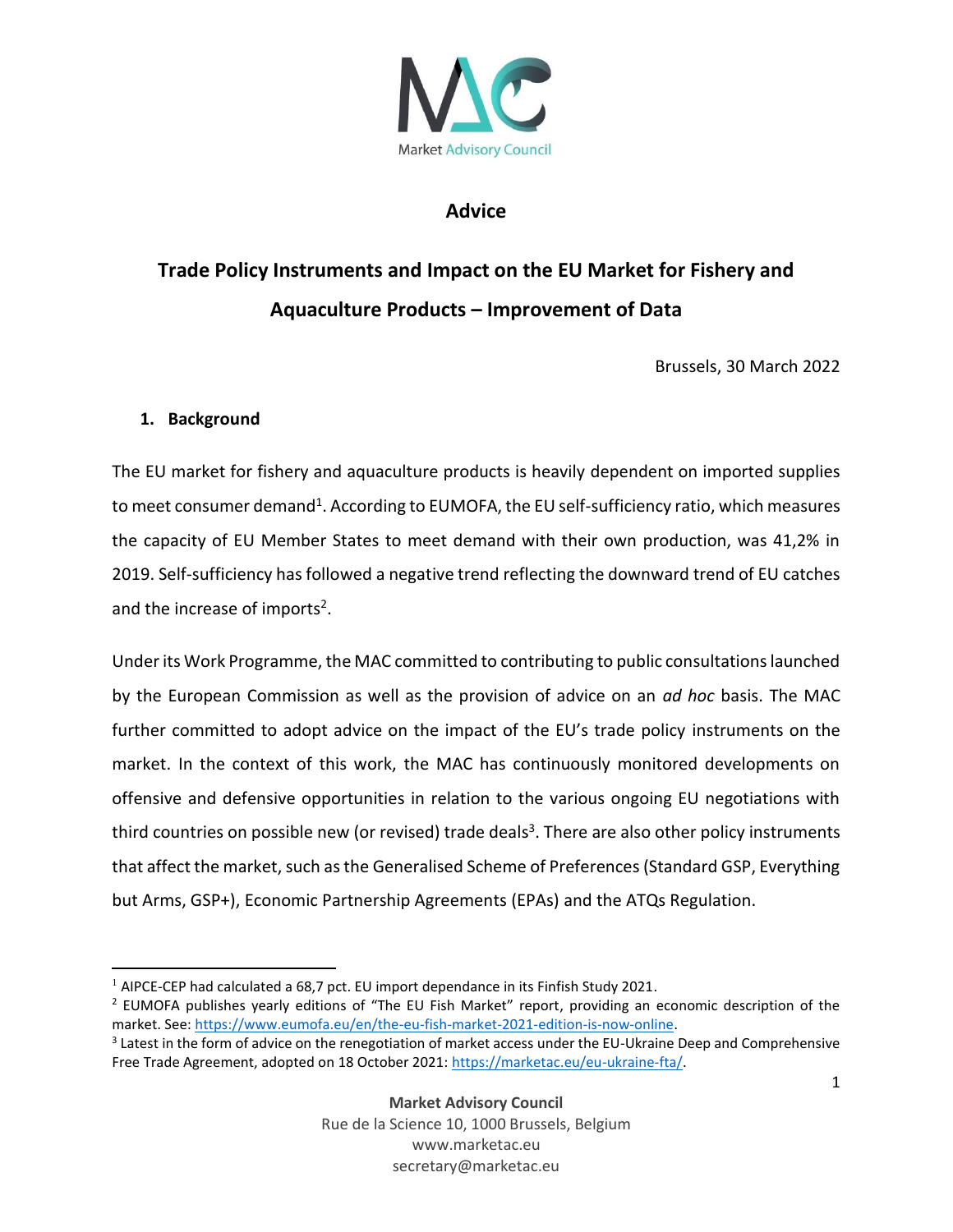Market Advisory Council

# Advice

## Trade Policy Instruments and Impact on the EU Market for Fishery and Aquaculture Products – Improvement of Data

Brussels, 30 March 2022

### 1. Background

The EU market for fishery and aquaculture products is heavily dependent on imported supplies to meet consumer demand[1]. According to EUMOFA, the EU self-sufficiency ratio, which measures the capacity of EU Member States to meet demand with their own production, was 41,2% in 2019. Self-sufficiency has followed a negative trend reflecting the downward trend of EU catches and the increase of imports[2].

Under its Work Programme, the MAC committed to contributing to public consultations launched by the European Commission as well as the provision of advice on an *ad hoc* basis. The MAC further committed to adopt advice on the impact of the EU's trade policy instruments on the market. In the context of this work, the MAC has continuously monitored developments on offensive and defensive opportunities in relation to the various ongoing EU negotiations with third countries on possible new (or revised) trade deals[3]. There are also other policy instruments that affect the market, such as the Generalised Scheme of Preferences (Standard GSP, Everything but Arms, GSP+), Economic Partnership Agreements (EPAs) and the ATQs Regulation.

---

[1] AIPCE-CEP had calculated a 68,7 pct. EU import dependance in its Finfish Study 2021.

[2] EUMOFA publishes yearly editions of "The EU Fish Market" report, providing an economic description of the market. See: https://www.eumofa.eu/en/the-eu-fish-market-2021-edition-is-now-online.

[3] Latest in the form of advice on the renegotiation of market access under the EU-Ukraine Deep and Comprehensive Free Trade Agreement, adopted on 18 October 2021: https://marketac.eu/eu-ukraine-fta/.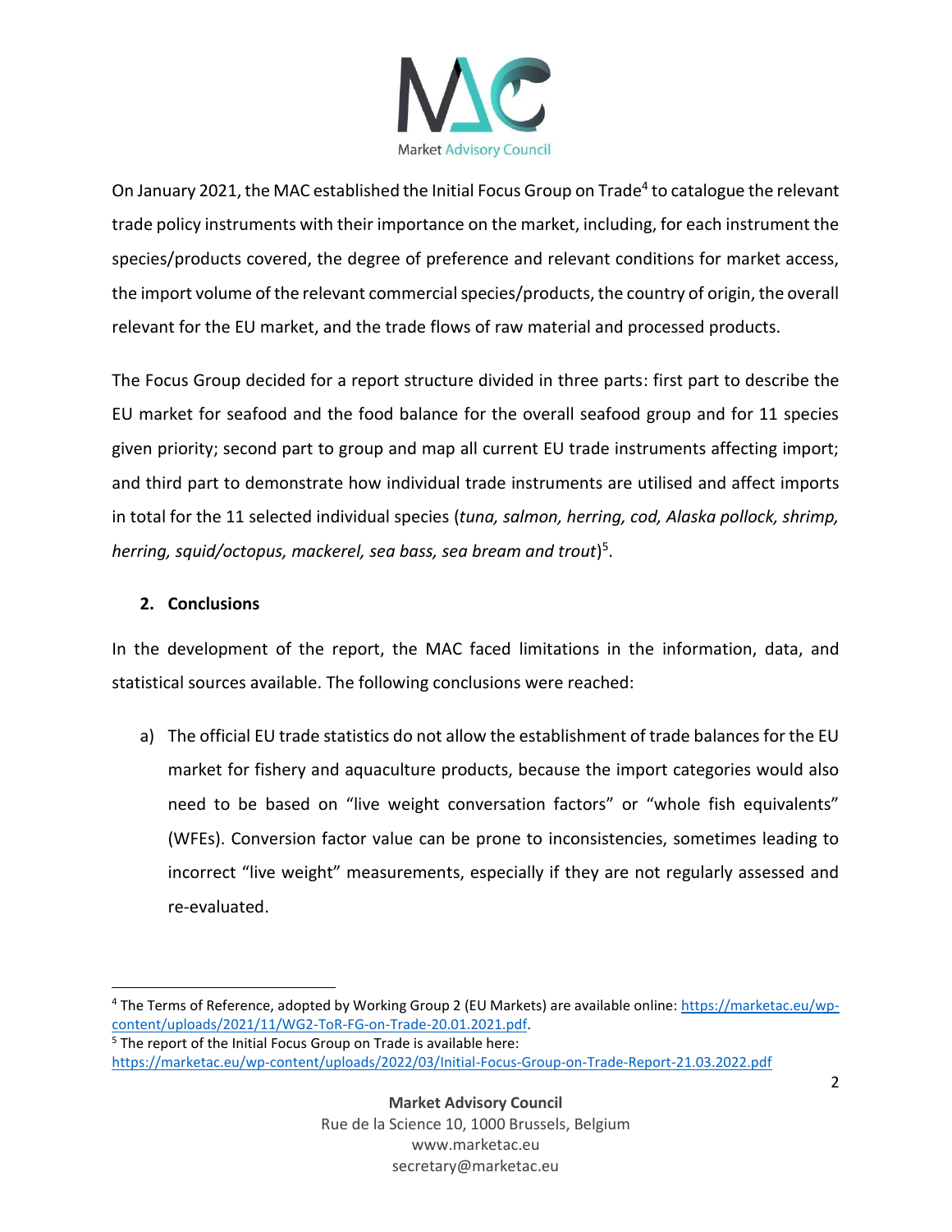On January 2021, the MAC established the Initial Focus Group on Trade[4] to catalogue the relevant trade policy instruments with their importance on the market, including, for each instrument the species/products covered, the degree of preference and relevant conditions for market access, the import volume of the relevant commercial species/products, the country of origin, the overall relevant for the EU market, and the trade flows of raw material and processed products.

The Focus Group decided for a report structure divided in three parts: first part to describe the EU market for seafood and the food balance for the overall seafood group and for 11 species given priority; second part to group and map all current EU trade instruments affecting import; and third part to demonstrate how individual trade instruments are utilised and affect imports in total for the 11 selected individual species (*tuna, salmon, herring, cod, Alaska pollock, shrimp, herring, squid/octopus, mackerel, sea bass, sea bream and trout*)[5].

## 2. Conclusions

In the development of the report, the MAC faced limitations in the information, data, and statistical sources available. The following conclusions were reached:

a) The official EU trade statistics do not allow the establishment of trade balances for the EU market for fishery and aquaculture products, because the import categories would also need to be based on "live weight conversation factors" or "whole fish equivalents" (WFEs). Conversion factor value can be prone to inconsistencies, sometimes leading to incorrect "live weight" measurements, especially if they are not regularly assessed and re-evaluated.

---

[4] The Terms of Reference, adopted by Working Group 2 (EU Markets) are available online: https://marketac.eu/wp-content/uploads/2021/11/WG2-ToR-FG-on-Trade-20.01.2021.pdf.

[5] The report of the Initial Focus Group on Trade is available here: https://marketac.eu/wp-content/uploads/2022/03/Initial-Focus-Group-on-Trade-Report-21.03.2022.pdf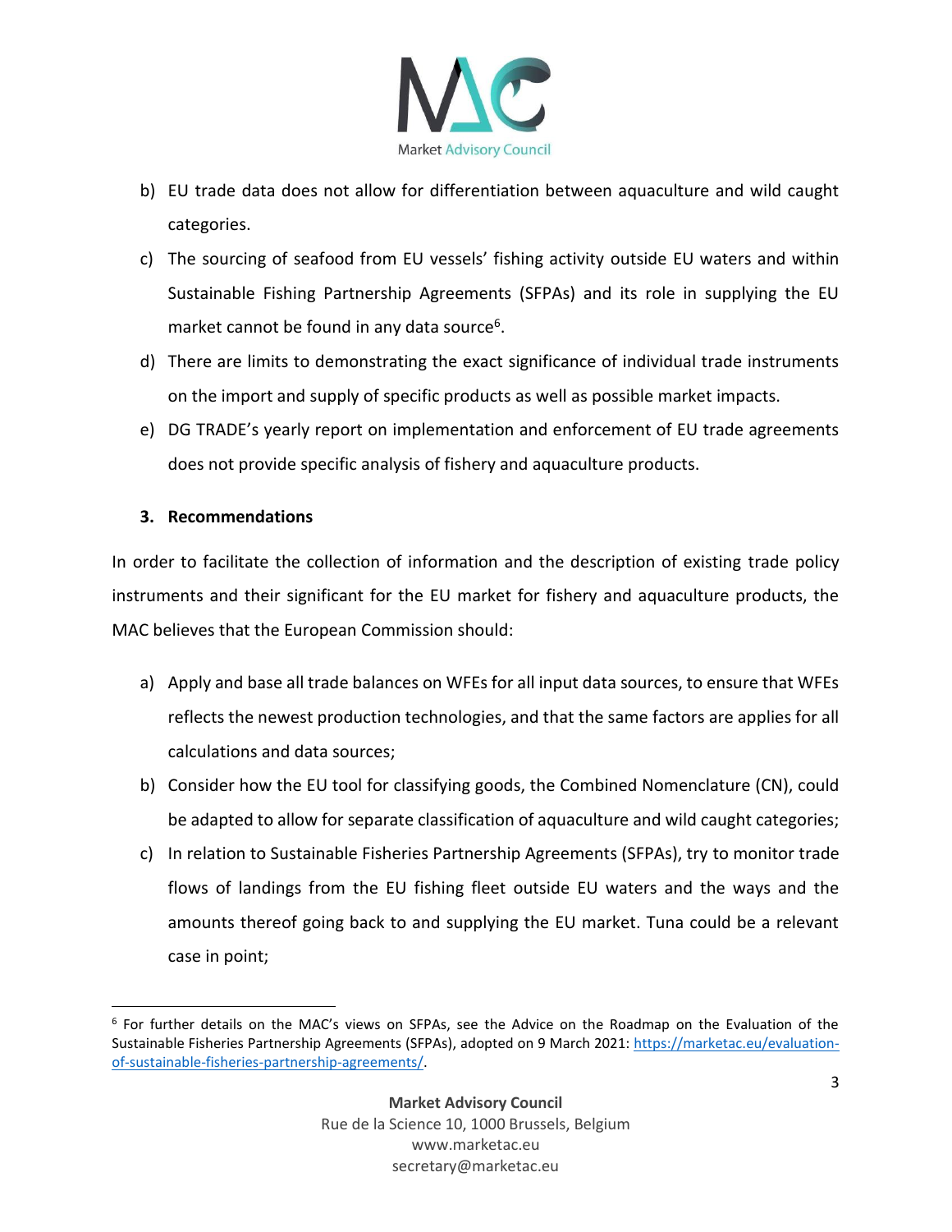b) EU trade data does not allow for differentiation between aquaculture and wild caught categories.

c) The sourcing of seafood from EU vessels' fishing activity outside EU waters and within Sustainable Fishing Partnership Agreements (SFPAs) and its role in supplying the EU market cannot be found in any data source[6].

d) There are limits to demonstrating the exact significance of individual trade instruments on the import and supply of specific products as well as possible market impacts.

e) DG TRADE's yearly report on implementation and enforcement of EU trade agreements does not provide specific analysis of fishery and aquaculture products.

### 3. Recommendations

In order to facilitate the collection of information and the description of existing trade policy instruments and their significant for the EU market for fishery and aquaculture products, the MAC believes that the European Commission should:

a) Apply and base all trade balances on WFEs for all input data sources, to ensure that WFEs reflects the newest production technologies, and that the same factors are applies for all calculations and data sources;

b) Consider how the EU tool for classifying goods, the Combined Nomenclature (CN), could be adapted to allow for separate classification of aquaculture and wild caught categories;

c) In relation to Sustainable Fisheries Partnership Agreements (SFPAs), try to monitor trade flows of landings from the EU fishing fleet outside EU waters and the ways and the amounts thereof going back to and supplying the EU market. Tuna could be a relevant case in point;

---

[6] For further details on the MAC's views on SFPAs, see the Advice on the Roadmap on the Evaluation of the Sustainable Fisheries Partnership Agreements (SFPAs), adopted on 9 March 2021: https://marketac.eu/evaluation-of-sustainable-fisheries-partnership-agreements/.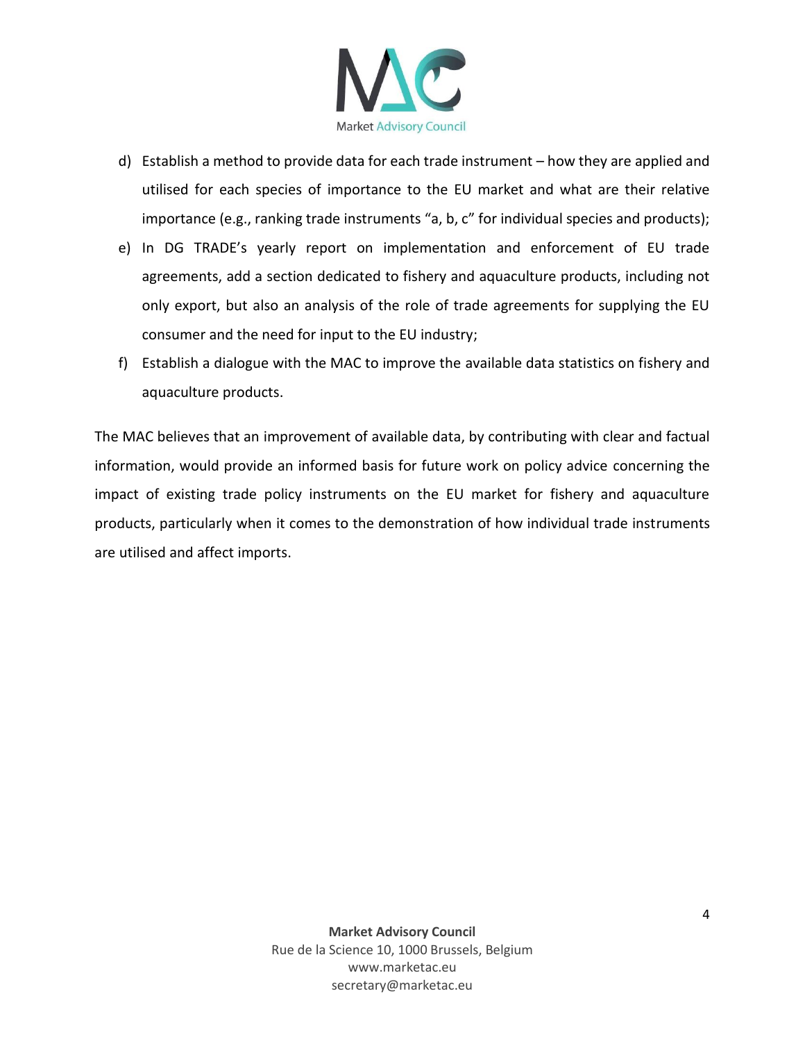d) Establish a method to provide data for each trade instrument – how they are applied and utilised for each species of importance to the EU market and what are their relative importance (e.g., ranking trade instruments "a, b, c" for individual species and products);
e) In DG TRADE's yearly report on implementation and enforcement of EU trade agreements, add a section dedicated to fishery and aquaculture products, including not only export, but also an analysis of the role of trade agreements for supplying the EU consumer and the need for input to the EU industry;
f) Establish a dialogue with the MAC to improve the available data statistics on fishery and aquaculture products.

The MAC believes that an improvement of available data, by contributing with clear and factual information, would provide an informed basis for future work on policy advice concerning the impact of existing trade policy instruments on the EU market for fishery and aquaculture products, particularly when it comes to the demonstration of how individual trade instruments are utilised and affect imports.